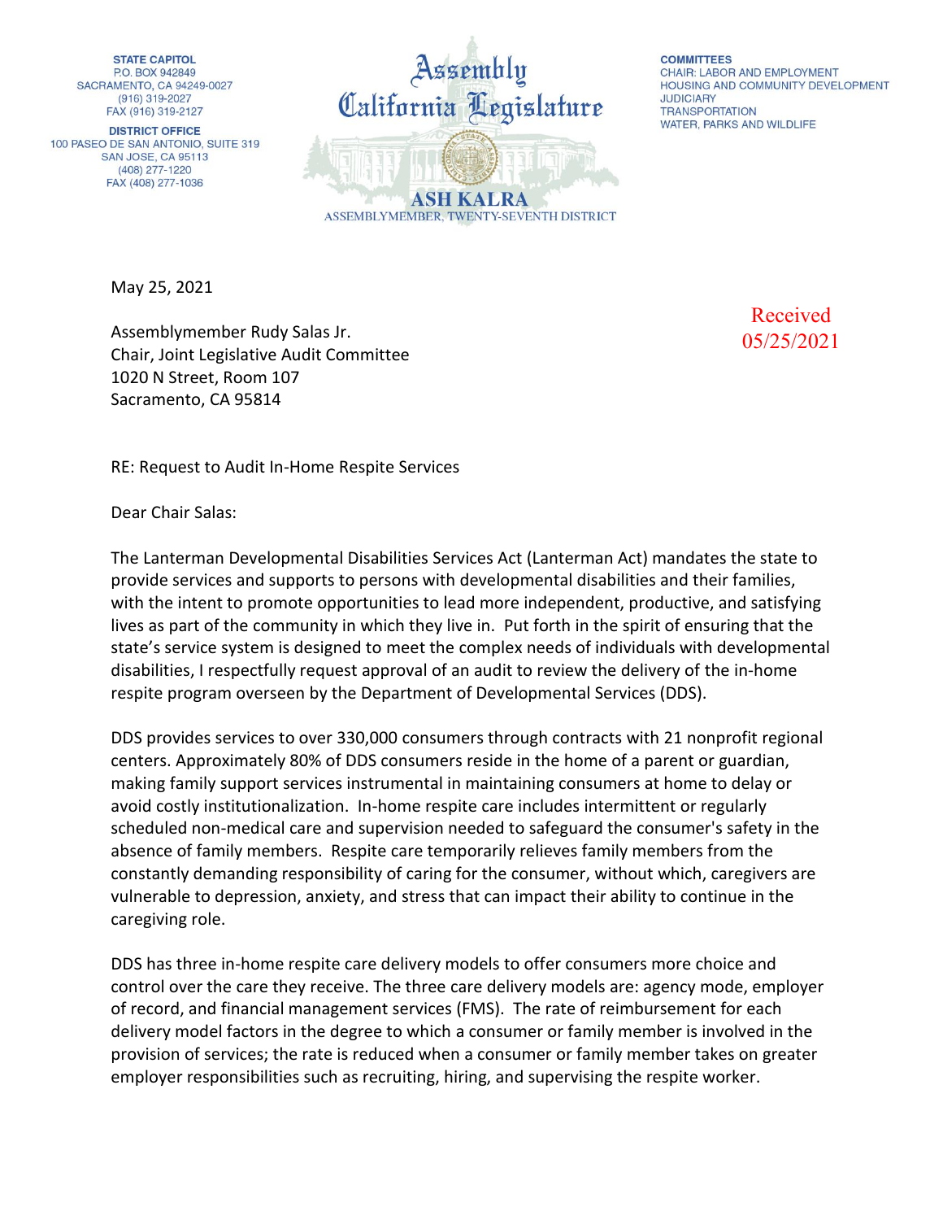**STATE CAPITOL**
P.O. BOX 942849
SACRAMENTO, CA 94249-0027
(916) 319-2027
FAX (916) 319-2127

**DISTRICT OFFICE**
100 PASEO DE SAN ANTONIO, SUITE 319
SAN JOSE, CA 95113
(408) 277-1220
FAX (408) 277-1036

**Assembly**
**California Legislature**

**ASH KALRA**
ASSEMBLYMEMBER, TWENTY-SEVENTH DISTRICT

**COMMITTEES**
CHAIR: LABOR AND EMPLOYMENT
HOUSING AND COMMUNITY DEVELOPMENT
JUDICIARY
TRANSPORTATION
WATER, PARKS AND WILDLIFE

May 25, 2021

Received
05/25/2021

Assemblymember Rudy Salas Jr.
Chair, Joint Legislative Audit Committee
1020 N Street, Room 107
Sacramento, CA 95814

RE: Request to Audit In-Home Respite Services

Dear Chair Salas:

The Lanterman Developmental Disabilities Services Act (Lanterman Act) mandates the state to provide services and supports to persons with developmental disabilities and their families, with the intent to promote opportunities to lead more independent, productive, and satisfying lives as part of the community in which they live in. Put forth in the spirit of ensuring that the state's service system is designed to meet the complex needs of individuals with developmental disabilities, I respectfully request approval of an audit to review the delivery of the in-home respite program overseen by the Department of Developmental Services (DDS).

DDS provides services to over 330,000 consumers through contracts with 21 nonprofit regional centers. Approximately 80% of DDS consumers reside in the home of a parent or guardian, making family support services instrumental in maintaining consumers at home to delay or avoid costly institutionalization. In-home respite care includes intermittent or regularly scheduled non-medical care and supervision needed to safeguard the consumer's safety in the absence of family members. Respite care temporarily relieves family members from the constantly demanding responsibility of caring for the consumer, without which, caregivers are vulnerable to depression, anxiety, and stress that can impact their ability to continue in the caregiving role.

DDS has three in-home respite care delivery models to offer consumers more choice and control over the care they receive. The three care delivery models are: agency mode, employer of record, and financial management services (FMS). The rate of reimbursement for each delivery model factors in the degree to which a consumer or family member is involved in the provision of services; the rate is reduced when a consumer or family member takes on greater employer responsibilities such as recruiting, hiring, and supervising the respite worker.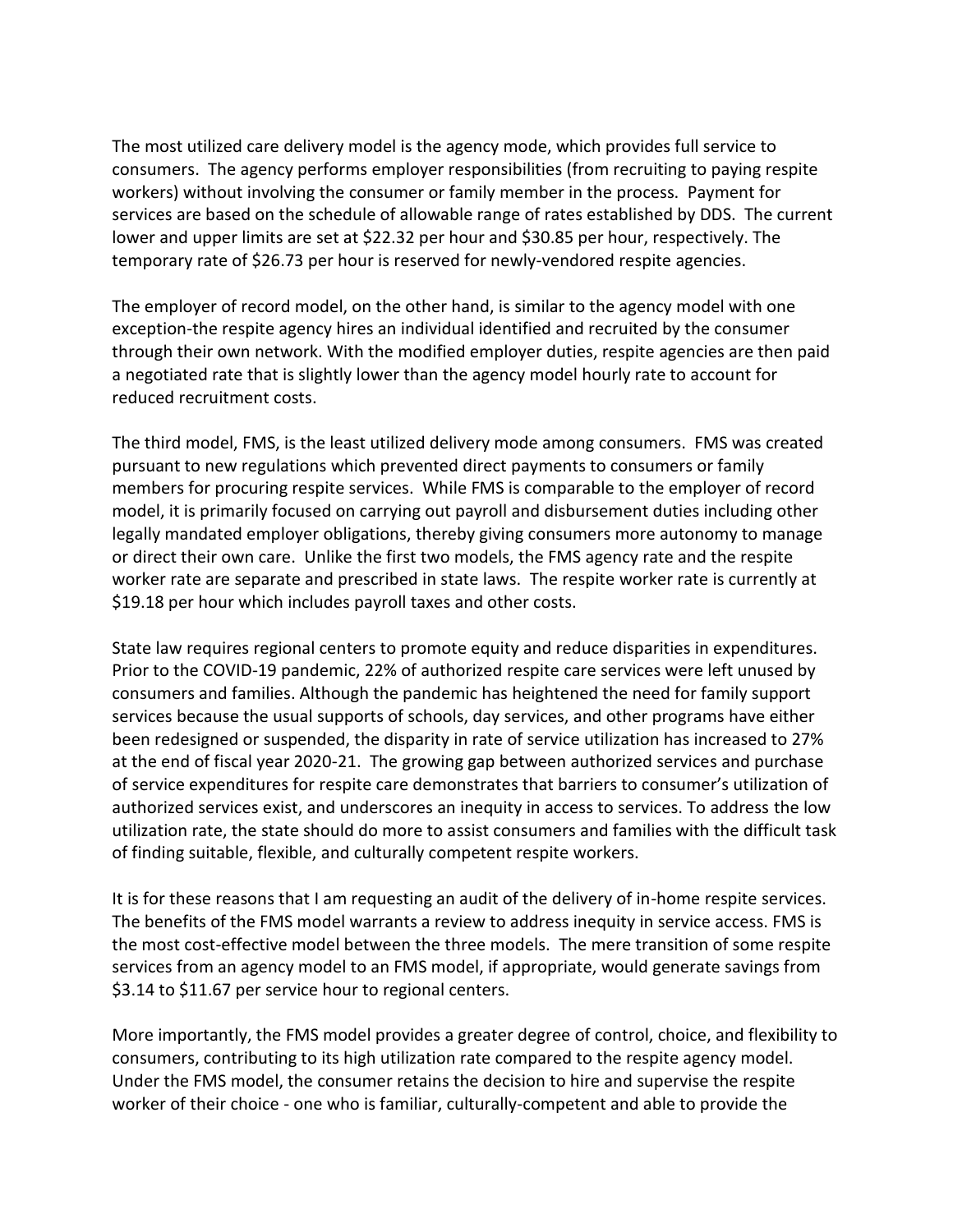The most utilized care delivery model is the agency mode, which provides full service to consumers. The agency performs employer responsibilities (from recruiting to paying respite workers) without involving the consumer or family member in the process. Payment for services are based on the schedule of allowable range of rates established by DDS. The current lower and upper limits are set at $22.32 per hour and $30.85 per hour, respectively. The temporary rate of $26.73 per hour is reserved for newly-vendored respite agencies.

The employer of record model, on the other hand, is similar to the agency model with one exception-the respite agency hires an individual identified and recruited by the consumer through their own network. With the modified employer duties, respite agencies are then paid a negotiated rate that is slightly lower than the agency model hourly rate to account for reduced recruitment costs.

The third model, FMS, is the least utilized delivery mode among consumers. FMS was created pursuant to new regulations which prevented direct payments to consumers or family members for procuring respite services. While FMS is comparable to the employer of record model, it is primarily focused on carrying out payroll and disbursement duties including other legally mandated employer obligations, thereby giving consumers more autonomy to manage or direct their own care. Unlike the first two models, the FMS agency rate and the respite worker rate are separate and prescribed in state laws. The respite worker rate is currently at $19.18 per hour which includes payroll taxes and other costs.

State law requires regional centers to promote equity and reduce disparities in expenditures. Prior to the COVID-19 pandemic, 22% of authorized respite care services were left unused by consumers and families. Although the pandemic has heightened the need for family support services because the usual supports of schools, day services, and other programs have either been redesigned or suspended, the disparity in rate of service utilization has increased to 27% at the end of fiscal year 2020-21. The growing gap between authorized services and purchase of service expenditures for respite care demonstrates that barriers to consumer's utilization of authorized services exist, and underscores an inequity in access to services. To address the low utilization rate, the state should do more to assist consumers and families with the difficult task of finding suitable, flexible, and culturally competent respite workers.

It is for these reasons that I am requesting an audit of the delivery of in-home respite services. The benefits of the FMS model warrants a review to address inequity in service access. FMS is the most cost-effective model between the three models. The mere transition of some respite services from an agency model to an FMS model, if appropriate, would generate savings from $3.14 to $11.67 per service hour to regional centers.

More importantly, the FMS model provides a greater degree of control, choice, and flexibility to consumers, contributing to its high utilization rate compared to the respite agency model. Under the FMS model, the consumer retains the decision to hire and supervise the respite worker of their choice - one who is familiar, culturally-competent and able to provide the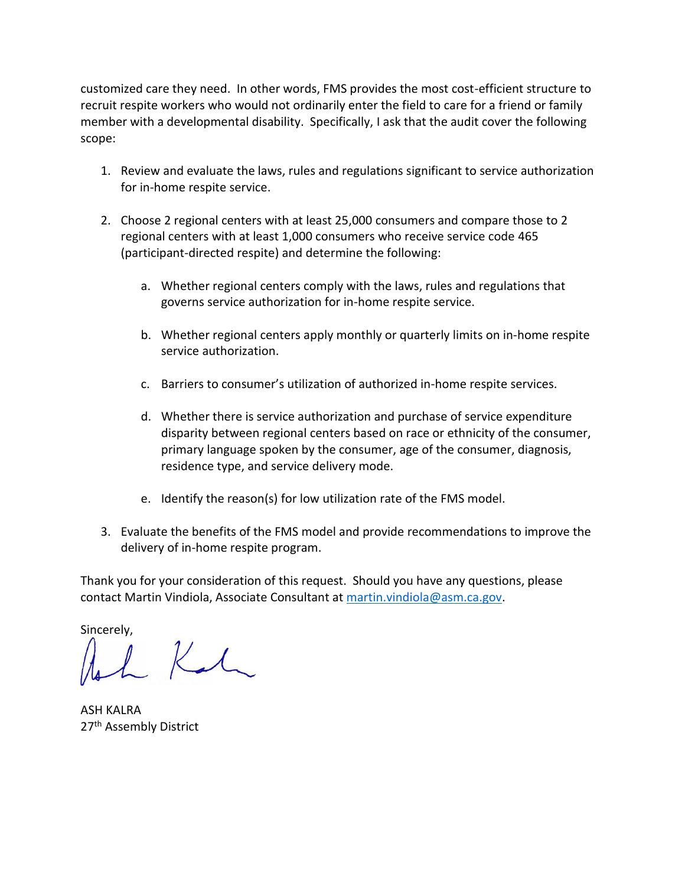customized care they need. In other words, FMS provides the most cost-efficient structure to recruit respite workers who would not ordinarily enter the field to care for a friend or family member with a developmental disability. Specifically, I ask that the audit cover the following scope:

1. Review and evaluate the laws, rules and regulations significant to service authorization for in-home respite service.

2. Choose 2 regional centers with at least 25,000 consumers and compare those to 2 regional centers with at least 1,000 consumers who receive service code 465 (participant-directed respite) and determine the following:

    a. Whether regional centers comply with the laws, rules and regulations that governs service authorization for in-home respite service.

    b. Whether regional centers apply monthly or quarterly limits on in-home respite service authorization.

    c. Barriers to consumer's utilization of authorized in-home respite services.

    d. Whether there is service authorization and purchase of service expenditure disparity between regional centers based on race or ethnicity of the consumer, primary language spoken by the consumer, age of the consumer, diagnosis, residence type, and service delivery mode.

    e. Identify the reason(s) for low utilization rate of the FMS model.

3. Evaluate the benefits of the FMS model and provide recommendations to improve the delivery of in-home respite program.

Thank you for your consideration of this request. Should you have any questions, please contact Martin Vindiola, Associate Consultant at martin.vindiola@asm.ca.gov.

Sincerely,

ASH KALRA
27th Assembly District